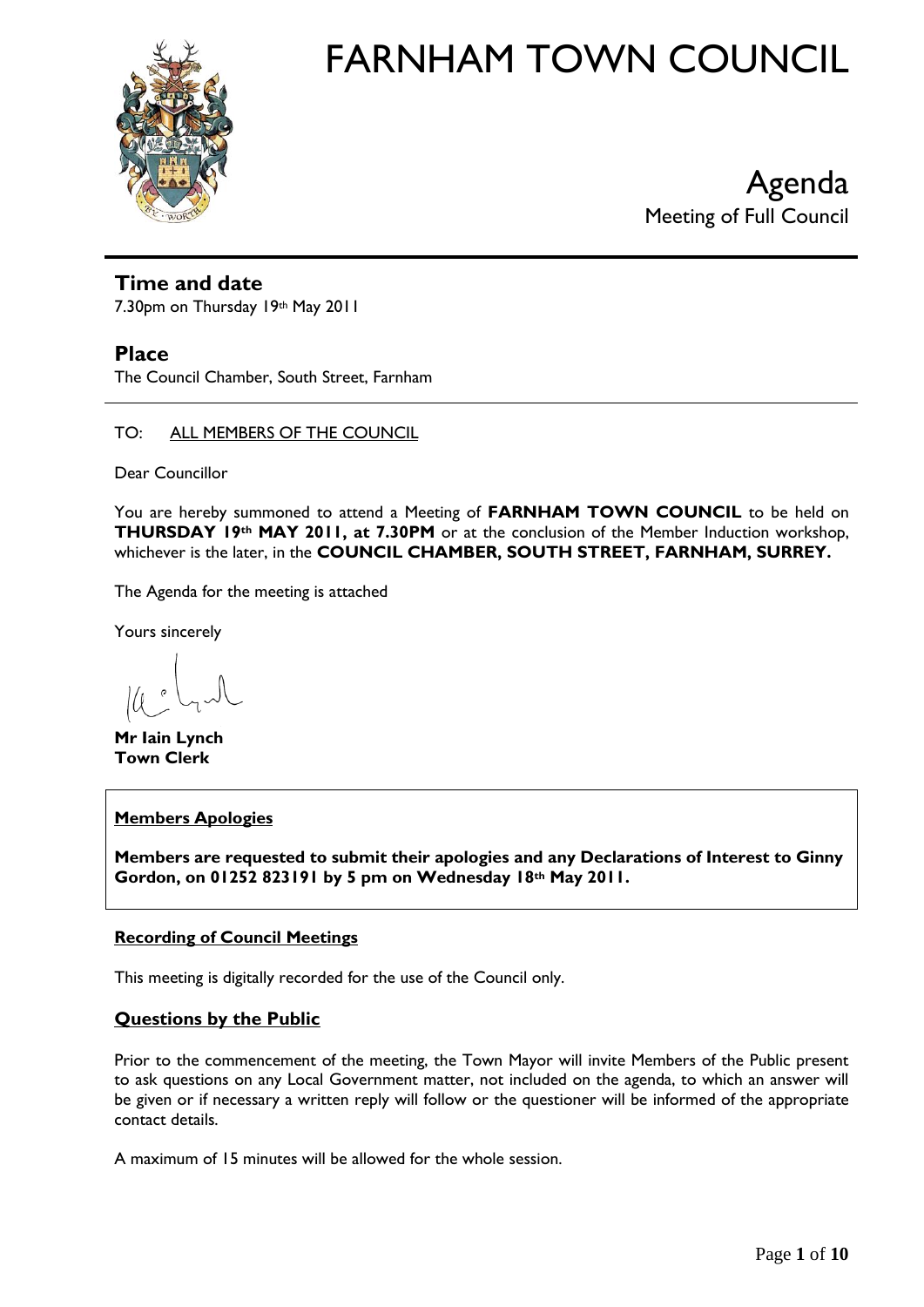# FARNHAM TOWN COUNCIL

## Agenda

Meeting of Full Council

### Time and date

7.30pm on Thursday 19th May 2011

### Place

The Council Chamber, South Street, Farnham

TO: ALL MEMBERS OF THE COUNCIL

Dear Councillor

You are hereby summoned to attend a Meeting of **FARNHAM TOWN COUNCIL** to be held on **THURSDAY 19th MAY 2011, at 7.30PM** or at the conclusion of the Member Induction workshop, whichever is the later, in the **COUNCIL CHAMBER, SOUTH STREET, FARNHAM, SURREY.**

The Agenda for the meeting is attached

Yours sincerely

**Mr Iain Lynch**
**Town Clerk**

**Members Apologies**

**Members are requested to submit their apologies and any Declarations of Interest to Ginny Gordon, on 01252 823191 by 5 pm on Wednesday 18th May 2011.**

**Recording of Council Meetings**

This meeting is digitally recorded for the use of the Council only.

**Questions by the Public**

Prior to the commencement of the meeting, the Town Mayor will invite Members of the Public present to ask questions on any Local Government matter, not included on the agenda, to which an answer will be given or if necessary a written reply will follow or the questioner will be informed of the appropriate contact details.

A maximum of 15 minutes will be allowed for the whole session.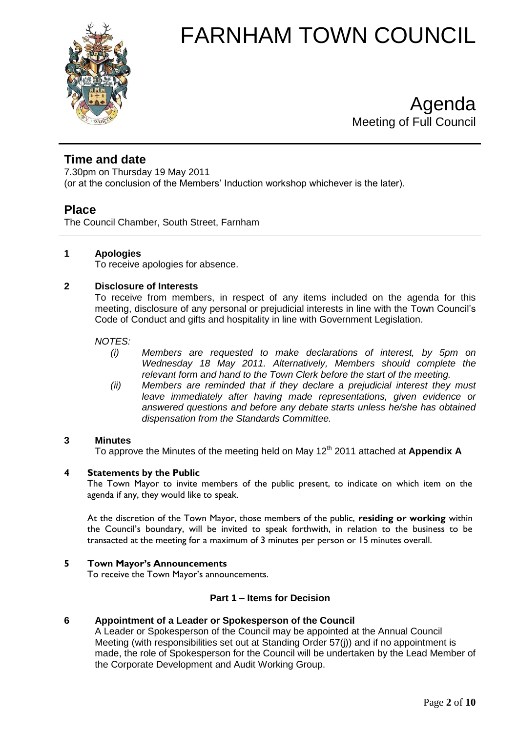# FARNHAM TOWN COUNCIL

# Agenda

Meeting of Full Council

## Time and date

7.30pm on Thursday 19 May 2011
(or at the conclusion of the Members' Induction workshop whichever is the later).

## Place

The Council Chamber, South Street, Farnham

### 1 Apologies

To receive apologies for absence.

### 2 Disclosure of Interests

To receive from members, in respect of any items included on the agenda for this meeting, disclosure of any personal or prejudicial interests in line with the Town Council's Code of Conduct and gifts and hospitality in line with Government Legislation.

*NOTES:*

*(i) Members are requested to make declarations of interest, by 5pm on Wednesday 18 May 2011. Alternatively, Members should complete the relevant form and hand to the Town Clerk before the start of the meeting.*

*(ii) Members are reminded that if they declare a prejudicial interest they must leave immediately after having made representations, given evidence or answered questions and before any debate starts unless he/she has obtained dispensation from the Standards Committee.*

### 3 Minutes

To approve the Minutes of the meeting held on May 12th 2011 attached at **Appendix A**

### 4 Statements by the Public

The Town Mayor to invite members of the public present, to indicate on which item on the agenda if any, they would like to speak.

At the discretion of the Town Mayor, those members of the public, **residing or working** within the Council's boundary, will be invited to speak forthwith, in relation to the business to be transacted at the meeting for a maximum of 3 minutes per person or 15 minutes overall.

### 5 Town Mayor's Announcements

To receive the Town Mayor's announcements.

## Part 1 – Items for Decision

### 6 Appointment of a Leader or Spokesperson of the Council

A Leader or Spokesperson of the Council may be appointed at the Annual Council Meeting (with responsibilities set out at Standing Order 57(j)) and if no appointment is made, the role of Spokesperson for the Council will be undertaken by the Lead Member of the Corporate Development and Audit Working Group.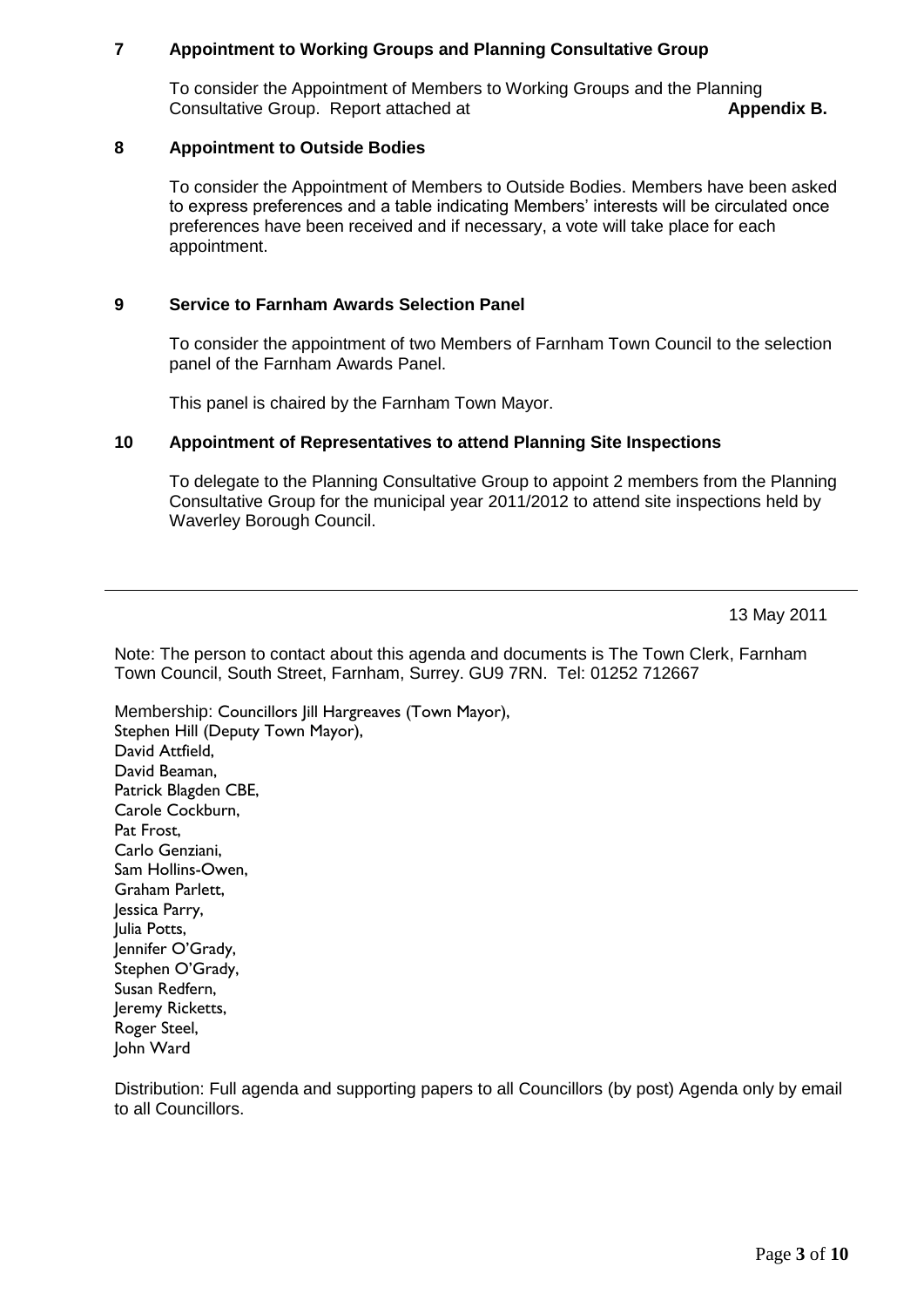## 7 Appointment to Working Groups and Planning Consultative Group

To consider the Appointment of Members to Working Groups and the Planning Consultative Group. Report attached at **Appendix B.**

## 8 Appointment to Outside Bodies

To consider the Appointment of Members to Outside Bodies. Members have been asked to express preferences and a table indicating Members' interests will be circulated once preferences have been received and if necessary, a vote will take place for each appointment.

## 9 Service to Farnham Awards Selection Panel

To consider the appointment of two Members of Farnham Town Council to the selection panel of the Farnham Awards Panel.

This panel is chaired by the Farnham Town Mayor.

## 10 Appointment of Representatives to attend Planning Site Inspections

To delegate to the Planning Consultative Group to appoint 2 members from the Planning Consultative Group for the municipal year 2011/2012 to attend site inspections held by Waverley Borough Council.

---

13 May 2011

Note: The person to contact about this agenda and documents is The Town Clerk, Farnham Town Council, South Street, Farnham, Surrey. GU9 7RN. Tel: 01252 712667

Membership: Councillors Jill Hargreaves (Town Mayor),
Stephen Hill (Deputy Town Mayor),
David Attfield,
David Beaman,
Patrick Blagden CBE,
Carole Cockburn,
Pat Frost,
Carlo Genziani,
Sam Hollins-Owen,
Graham Parlett,
Jessica Parry,
Julia Potts,
Jennifer O'Grady,
Stephen O'Grady,
Susan Redfern,
Jeremy Ricketts,
Roger Steel,
John Ward

Distribution: Full agenda and supporting papers to all Councillors (by post) Agenda only by email to all Councillors.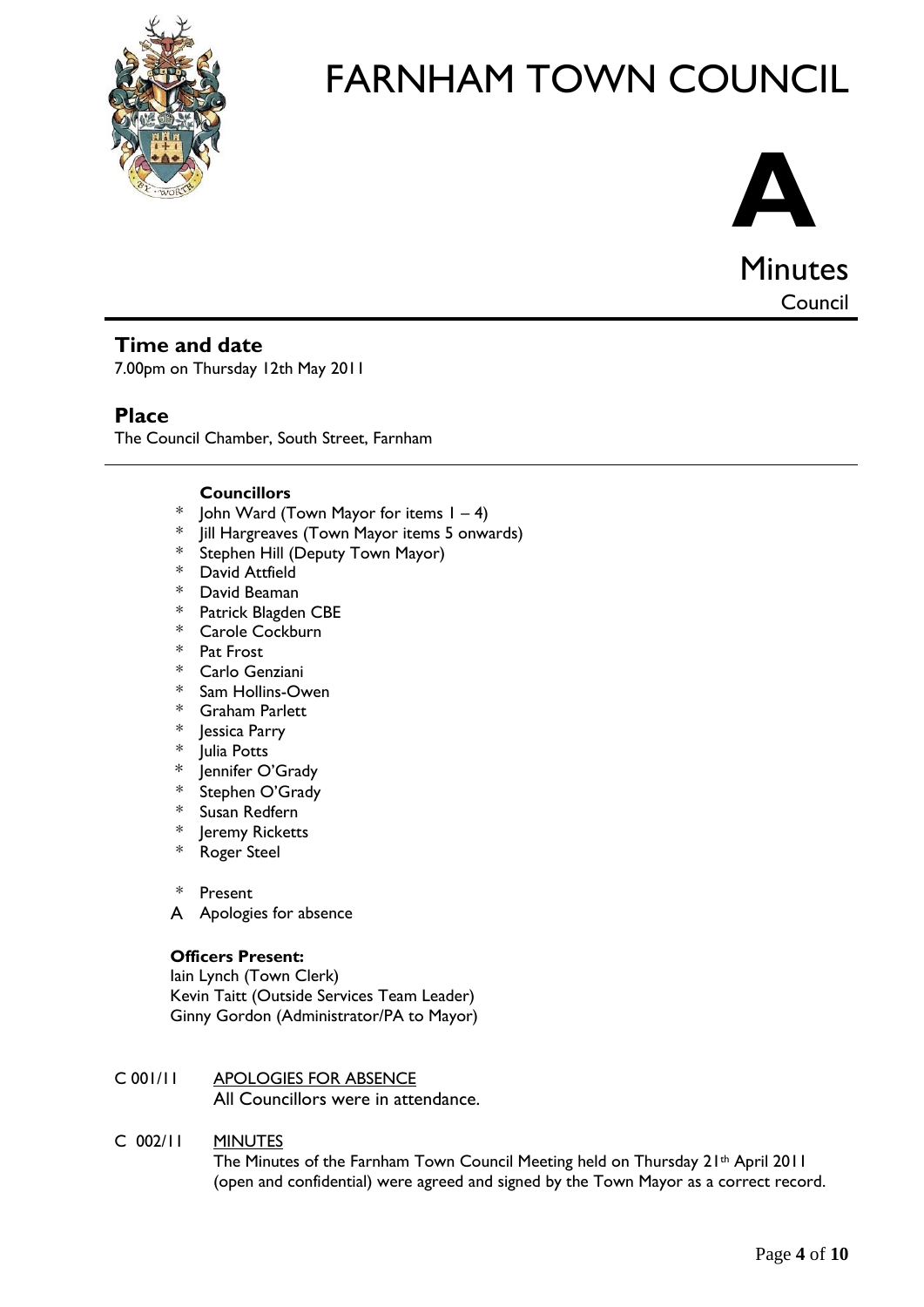# FARNHAM TOWN COUNCIL

# A

## Minutes

Council

---

## Time and date

7.00pm on Thursday 12th May 2011

## Place

The Council Chamber, South Street, Farnham

---

**Councillors**

- \* John Ward (Town Mayor for items 1 – 4)
- \* Jill Hargreaves (Town Mayor items 5 onwards)
- \* Stephen Hill (Deputy Town Mayor)
- \* David Attfield
- \* David Beaman
- \* Patrick Blagden CBE
- \* Carole Cockburn
- \* Pat Frost
- \* Carlo Genziani
- \* Sam Hollins-Owen
- \* Graham Parlett
- \* Jessica Parry
- \* Julia Potts
- \* Jennifer O'Grady
- \* Stephen O'Grady
- \* Susan Redfern
- \* Jeremy Ricketts
- \* Roger Steel

\* Present
A Apologies for absence

**Officers Present:**
Iain Lynch (Town Clerk)
Kevin Taitt (Outside Services Team Leader)
Ginny Gordon (Administrator/PA to Mayor)

C 001/11 APOLOGIES FOR ABSENCE
All Councillors were in attendance.

C 002/11 MINUTES
The Minutes of the Farnham Town Council Meeting held on Thursday 21st April 2011 (open and confidential) were agreed and signed by the Town Mayor as a correct record.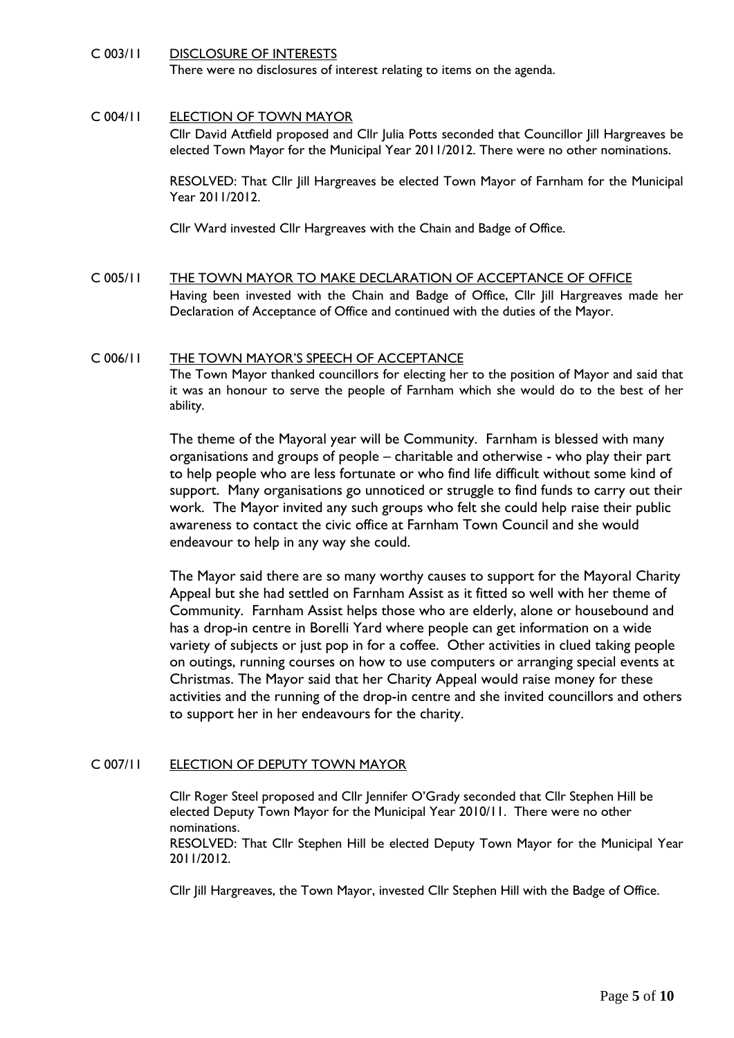**C 003/11 DISCLOSURE OF INTERESTS**

There were no disclosures of interest relating to items on the agenda.

**C 004/11 ELECTION OF TOWN MAYOR**

Cllr David Attfield proposed and Cllr Julia Potts seconded that Councillor Jill Hargreaves be elected Town Mayor for the Municipal Year 2011/2012. There were no other nominations.

RESOLVED: That Cllr Jill Hargreaves be elected Town Mayor of Farnham for the Municipal Year 2011/2012.

Cllr Ward invested Cllr Hargreaves with the Chain and Badge of Office.

**C 005/11 THE TOWN MAYOR TO MAKE DECLARATION OF ACCEPTANCE OF OFFICE**

Having been invested with the Chain and Badge of Office, Cllr Jill Hargreaves made her Declaration of Acceptance of Office and continued with the duties of the Mayor.

**C 006/11 THE TOWN MAYOR'S SPEECH OF ACCEPTANCE**

The Town Mayor thanked councillors for electing her to the position of Mayor and said that it was an honour to serve the people of Farnham which she would do to the best of her ability.

The theme of the Mayoral year will be Community. Farnham is blessed with many organisations and groups of people – charitable and otherwise - who play their part to help people who are less fortunate or who find life difficult without some kind of support. Many organisations go unnoticed or struggle to find funds to carry out their work. The Mayor invited any such groups who felt she could help raise their public awareness to contact the civic office at Farnham Town Council and she would endeavour to help in any way she could.

The Mayor said there are so many worthy causes to support for the Mayoral Charity Appeal but she had settled on Farnham Assist as it fitted so well with her theme of Community. Farnham Assist helps those who are elderly, alone or housebound and has a drop-in centre in Borelli Yard where people can get information on a wide variety of subjects or just pop in for a coffee. Other activities in clued taking people on outings, running courses on how to use computers or arranging special events at Christmas. The Mayor said that her Charity Appeal would raise money for these activities and the running of the drop-in centre and she invited councillors and others to support her in her endeavours for the charity.

**C 007/11 ELECTION OF DEPUTY TOWN MAYOR**

Cllr Roger Steel proposed and Cllr Jennifer O'Grady seconded that Cllr Stephen Hill be elected Deputy Town Mayor for the Municipal Year 2010/11. There were no other nominations.

RESOLVED: That Cllr Stephen Hill be elected Deputy Town Mayor for the Municipal Year 2011/2012.

Cllr Jill Hargreaves, the Town Mayor, invested Cllr Stephen Hill with the Badge of Office.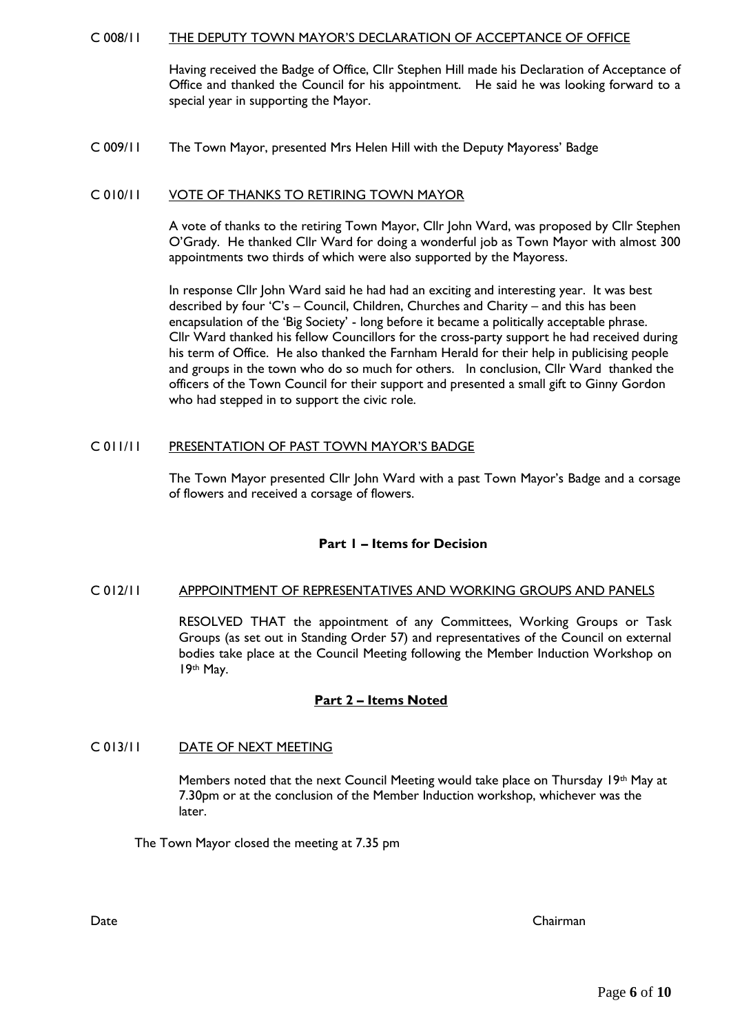C 008/11 THE DEPUTY TOWN MAYOR'S DECLARATION OF ACCEPTANCE OF OFFICE

Having received the Badge of Office, Cllr Stephen Hill made his Declaration of Acceptance of Office and thanked the Council for his appointment. He said he was looking forward to a special year in supporting the Mayor.

C 009/11 The Town Mayor, presented Mrs Helen Hill with the Deputy Mayoress' Badge

C 010/11 VOTE OF THANKS TO RETIRING TOWN MAYOR

A vote of thanks to the retiring Town Mayor, Cllr John Ward, was proposed by Cllr Stephen O'Grady. He thanked Cllr Ward for doing a wonderful job as Town Mayor with almost 300 appointments two thirds of which were also supported by the Mayoress.

In response Cllr John Ward said he had had an exciting and interesting year. It was best described by four 'C's – Council, Children, Churches and Charity – and this has been encapsulation of the 'Big Society' - long before it became a politically acceptable phrase. Cllr Ward thanked his fellow Councillors for the cross-party support he had received during his term of Office. He also thanked the Farnham Herald for their help in publicising people and groups in the town who do so much for others. In conclusion, Cllr Ward thanked the officers of the Town Council for their support and presented a small gift to Ginny Gordon who had stepped in to support the civic role.

C 011/11 PRESENTATION OF PAST TOWN MAYOR'S BADGE

The Town Mayor presented Cllr John Ward with a past Town Mayor's Badge and a corsage of flowers and received a corsage of flowers.

**Part 1 – Items for Decision**

C 012/11 APPPOINTMENT OF REPRESENTATIVES AND WORKING GROUPS AND PANELS

RESOLVED THAT the appointment of any Committees, Working Groups or Task Groups (as set out in Standing Order 57) and representatives of the Council on external bodies take place at the Council Meeting following the Member Induction Workshop on 19th May.

**Part 2 – Items Noted**

C 013/11 DATE OF NEXT MEETING

Members noted that the next Council Meeting would take place on Thursday 19th May at 7.30pm or at the conclusion of the Member Induction workshop, whichever was the later.

The Town Mayor closed the meeting at 7.35 pm

Date Chairman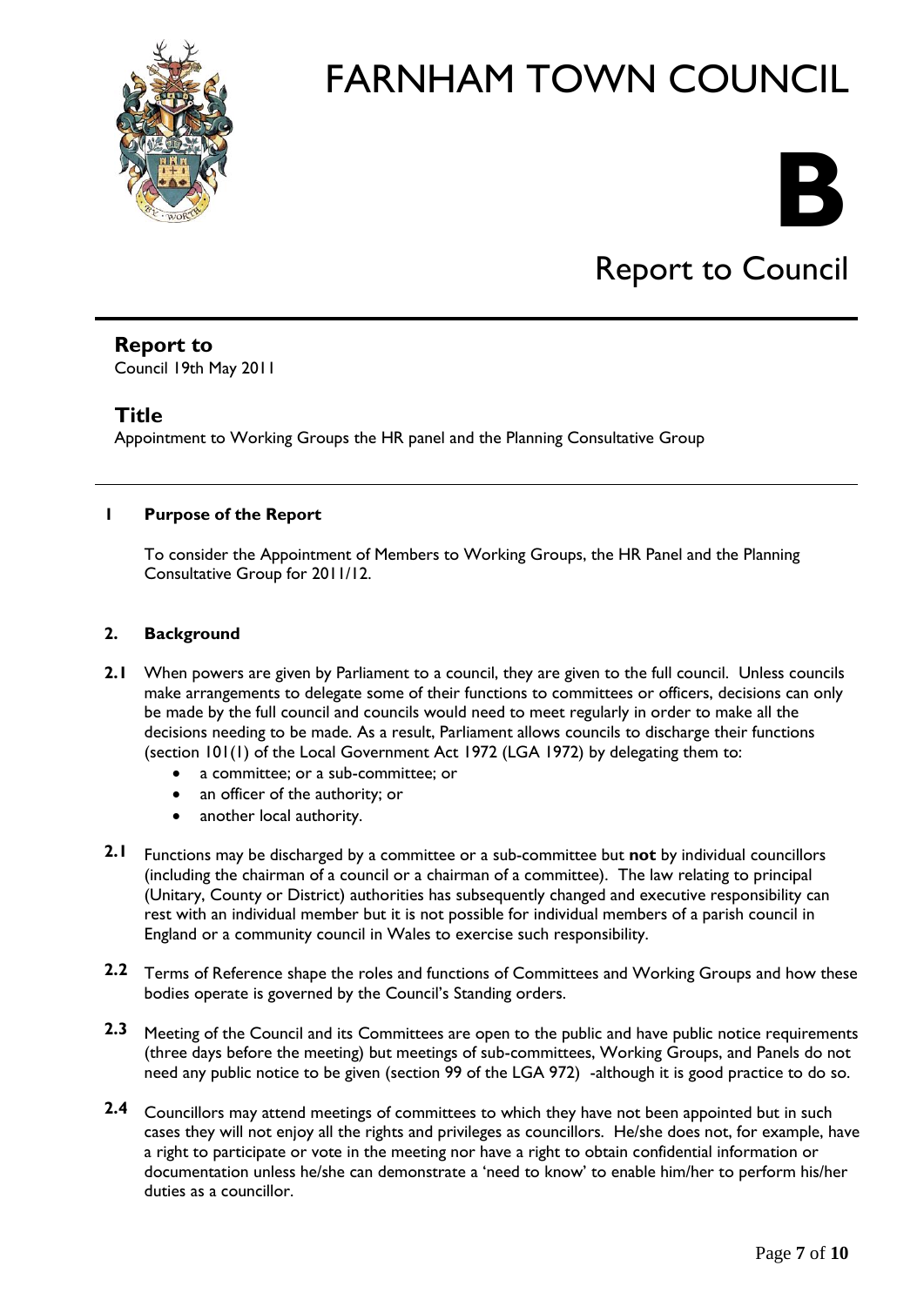# FARNHAM TOWN COUNCIL

# B

## Report to Council

### Report to

Council 19th May 2011

### Title

Appointment to Working Groups the HR panel and the Planning Consultative Group

---

**1 Purpose of the Report**

To consider the Appointment of Members to Working Groups, the HR Panel and the Planning Consultative Group for 2011/12.

**2. Background**

**2.1** When powers are given by Parliament to a council, they are given to the full council. Unless councils make arrangements to delegate some of their functions to committees or officers, decisions can only be made by the full council and councils would need to meet regularly in order to make all the decisions needing to be made. As a result, Parliament allows councils to discharge their functions (section 101(1) of the Local Government Act 1972 (LGA 1972) by delegating them to:

- a committee; or a sub-committee; or
- an officer of the authority; or
- another local authority.

**2.1** Functions may be discharged by a committee or a sub-committee but **not** by individual councillors (including the chairman of a council or a chairman of a committee). The law relating to principal (Unitary, County or District) authorities has subsequently changed and executive responsibility can rest with an individual member but it is not possible for individual members of a parish council in England or a community council in Wales to exercise such responsibility.

**2.2** Terms of Reference shape the roles and functions of Committees and Working Groups and how these bodies operate is governed by the Council's Standing orders.

**2.3** Meeting of the Council and its Committees are open to the public and have public notice requirements (three days before the meeting) but meetings of sub-committees, Working Groups, and Panels do not need any public notice to be given (section 99 of the LGA 972) -although it is good practice to do so.

**2.4** Councillors may attend meetings of committees to which they have not been appointed but in such cases they will not enjoy all the rights and privileges as councillors. He/she does not, for example, have a right to participate or vote in the meeting nor have a right to obtain confidential information or documentation unless he/she can demonstrate a 'need to know' to enable him/her to perform his/her duties as a councillor.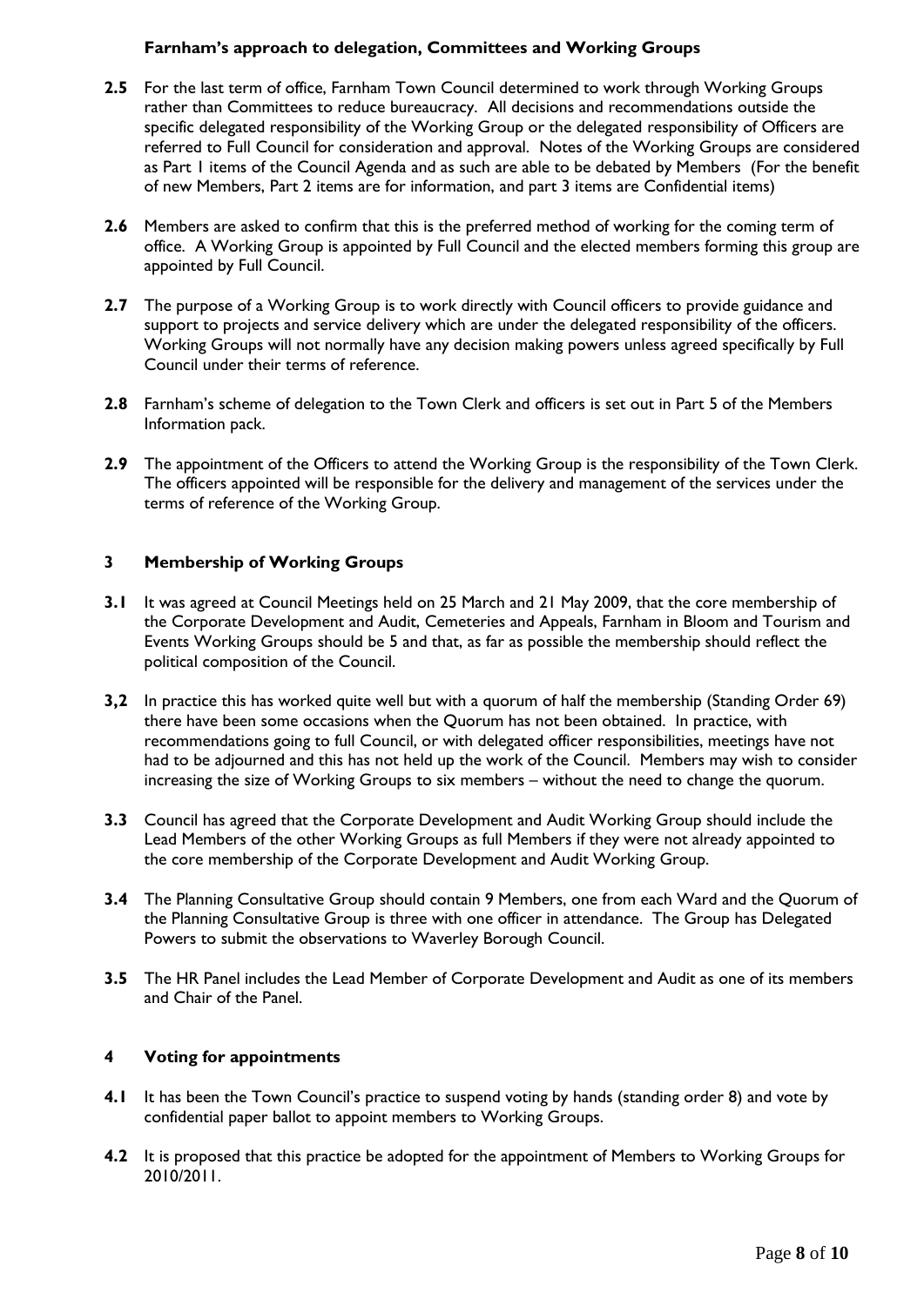### Farnham's approach to delegation, Committees and Working Groups

**2.5** For the last term of office, Farnham Town Council determined to work through Working Groups rather than Committees to reduce bureaucracy. All decisions and recommendations outside the specific delegated responsibility of the Working Group or the delegated responsibility of Officers are referred to Full Council for consideration and approval. Notes of the Working Groups are considered as Part 1 items of the Council Agenda and as such are able to be debated by Members (For the benefit of new Members, Part 2 items are for information, and part 3 items are Confidential items)

**2.6** Members are asked to confirm that this is the preferred method of working for the coming term of office. A Working Group is appointed by Full Council and the elected members forming this group are appointed by Full Council.

**2.7** The purpose of a Working Group is to work directly with Council officers to provide guidance and support to projects and service delivery which are under the delegated responsibility of the officers. Working Groups will not normally have any decision making powers unless agreed specifically by Full Council under their terms of reference.

**2.8** Farnham's scheme of delegation to the Town Clerk and officers is set out in Part 5 of the Members Information pack.

**2.9** The appointment of the Officers to attend the Working Group is the responsibility of the Town Clerk. The officers appointed will be responsible for the delivery and management of the services under the terms of reference of the Working Group.

## 3 Membership of Working Groups

**3.1** It was agreed at Council Meetings held on 25 March and 21 May 2009, that the core membership of the Corporate Development and Audit, Cemeteries and Appeals, Farnham in Bloom and Tourism and Events Working Groups should be 5 and that, as far as possible the membership should reflect the political composition of the Council.

**3,2** In practice this has worked quite well but with a quorum of half the membership (Standing Order 69) there have been some occasions when the Quorum has not been obtained. In practice, with recommendations going to full Council, or with delegated officer responsibilities, meetings have not had to be adjourned and this has not held up the work of the Council. Members may wish to consider increasing the size of Working Groups to six members – without the need to change the quorum.

**3.3** Council has agreed that the Corporate Development and Audit Working Group should include the Lead Members of the other Working Groups as full Members if they were not already appointed to the core membership of the Corporate Development and Audit Working Group.

**3.4** The Planning Consultative Group should contain 9 Members, one from each Ward and the Quorum of the Planning Consultative Group is three with one officer in attendance. The Group has Delegated Powers to submit the observations to Waverley Borough Council.

**3.5** The HR Panel includes the Lead Member of Corporate Development and Audit as one of its members and Chair of the Panel.

## 4 Voting for appointments

**4.1** It has been the Town Council's practice to suspend voting by hands (standing order 8) and vote by confidential paper ballot to appoint members to Working Groups.

**4.2** It is proposed that this practice be adopted for the appointment of Members to Working Groups for 2010/2011.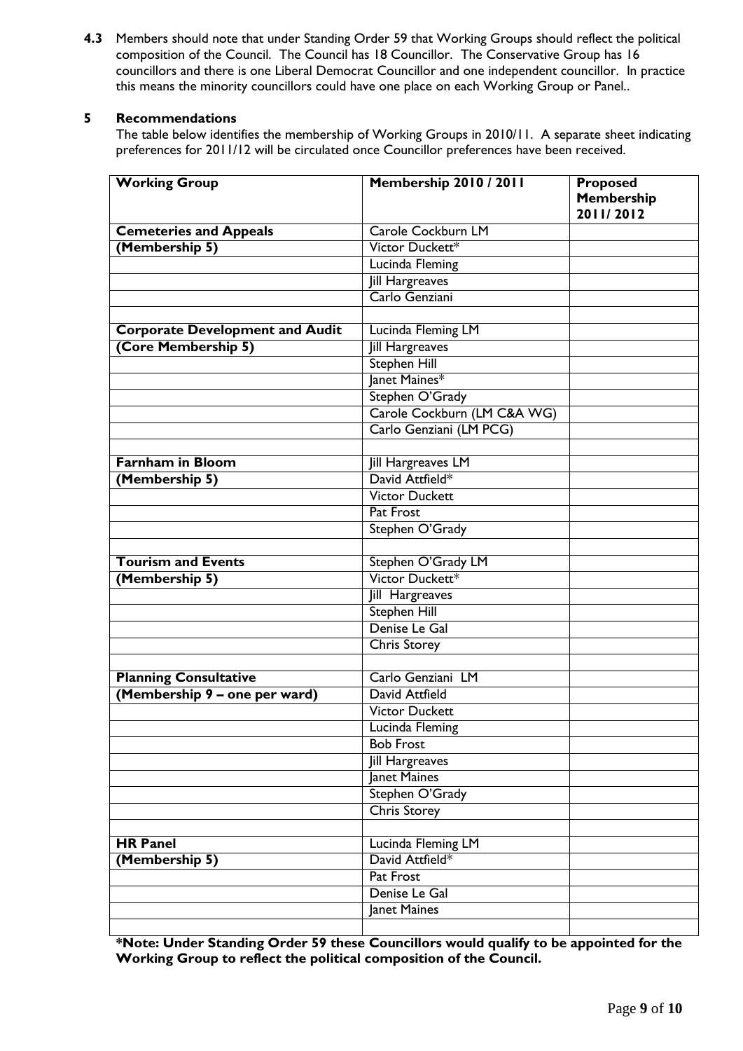**4.3** Members should note that under Standing Order 59 that Working Groups should reflect the political composition of the Council. The Council has 18 Councillor. The Conservative Group has 16 councillors and there is one Liberal Democrat Councillor and one independent councillor. In practice this means the minority councillors could have one place on each Working Group or Panel..

## 5 Recommendations

The table below identifies the membership of Working Groups in 2010/11. A separate sheet indicating preferences for 2011/12 will be circulated once Councillor preferences have been received.

| Working Group | Membership 2010 / 2011 | Proposed Membership 2011/ 2012 |
|---|---|---|
| **Cemeteries and Appeals** | Carole Cockburn LM | |
| **(Membership 5)** | Victor Duckett* | |
| | Lucinda Fleming | |
| | Jill Hargreaves | |
| | Carlo Genziani | |
| | | |
| **Corporate Development and Audit** | Lucinda Fleming LM | |
| **(Core Membership 5)** | Jill Hargreaves | |
| | Stephen Hill | |
| | Janet Maines* | |
| | Stephen O'Grady | |
| | Carole Cockburn (LM C&A WG) | |
| | Carlo Genziani (LM PCG) | |
| | | |
| **Farnham in Bloom** | Jill Hargreaves LM | |
| **(Membership 5)** | David Attfield* | |
| | Victor Duckett | |
| | Pat Frost | |
| | Stephen O'Grady | |
| | | |
| **Tourism and Events** | Stephen O'Grady LM | |
| **(Membership 5)** | Victor Duckett* | |
| | Jill Hargreaves | |
| | Stephen Hill | |
| | Denise Le Gal | |
| | Chris Storey | |
| | | |
| **Planning Consultative** | Carlo Genziani LM | |
| **(Membership 9 – one per ward)** | David Attfield | |
| | Victor Duckett | |
| | Lucinda Fleming | |
| | Bob Frost | |
| | Jill Hargreaves | |
| | Janet Maines | |
| | Stephen O'Grady | |
| | Chris Storey | |
| | | |
| **HR Panel** | Lucinda Fleming LM | |
| **(Membership 5)** | David Attfield* | |
| | Pat Frost | |
| | Denise Le Gal | |
| | Janet Maines | |
| | | |

**\*Note: Under Standing Order 59 these Councillors would qualify to be appointed for the Working Group to reflect the political composition of the Council.**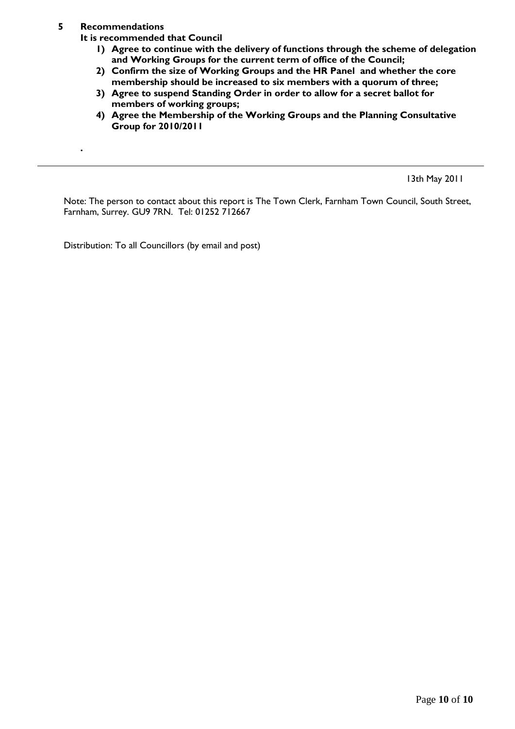## 5 Recommendations

**It is recommended that Council**

1) **Agree to continue with the delivery of functions through the scheme of delegation and Working Groups for the current term of office of the Council;**
2) **Confirm the size of Working Groups and the HR Panel and whether the core membership should be increased to six members with a quorum of three;**
3) **Agree to suspend Standing Order in order to allow for a secret ballot for members of working groups;**
4) **Agree the Membership of the Working Groups and the Planning Consultative Group for 2010/2011**

.

---

13th May 2011

Note: The person to contact about this report is The Town Clerk, Farnham Town Council, South Street, Farnham, Surrey. GU9 7RN. Tel: 01252 712667

Distribution: To all Councillors (by email and post)